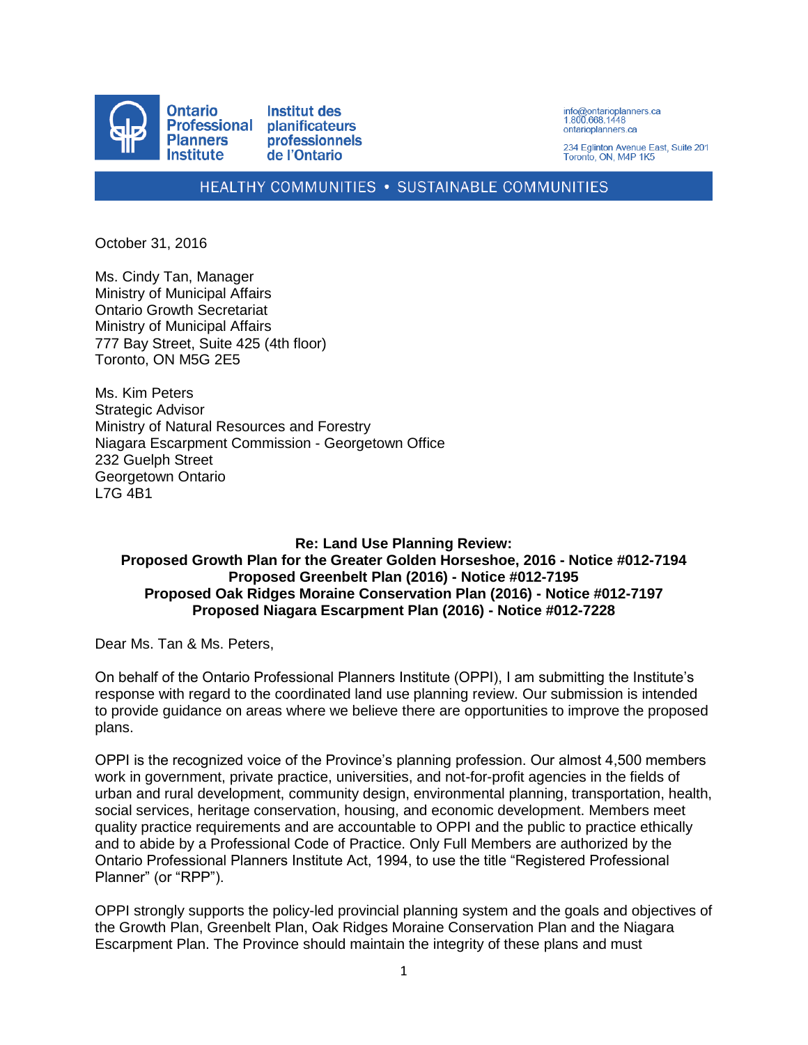Ontario Professional Planners Institute
Institut des planificateurs professionnels de l'Ontario

info@ontarioplanners.ca
1.800.668.1448
ontarioplanners.ca

234 Eglinton Avenue East, Suite 201
Toronto, ON, M4P 1K5

HEALTHY COMMUNITIES • SUSTAINABLE COMMUNITIES

October 31, 2016

Ms. Cindy Tan, Manager
Ministry of Municipal Affairs
Ontario Growth Secretariat
Ministry of Municipal Affairs
777 Bay Street, Suite 425 (4th floor)
Toronto, ON M5G 2E5

Ms. Kim Peters
Strategic Advisor
Ministry of Natural Resources and Forestry
Niagara Escarpment Commission - Georgetown Office
232 Guelph Street
Georgetown Ontario
L7G 4B1

**Re: Land Use Planning Review:**
**Proposed Growth Plan for the Greater Golden Horseshoe, 2016 - Notice #012-7194**
**Proposed Greenbelt Plan (2016) - Notice #012-7195**
**Proposed Oak Ridges Moraine Conservation Plan (2016) - Notice #012-7197**
**Proposed Niagara Escarpment Plan (2016) - Notice #012-7228**

Dear Ms. Tan & Ms. Peters,

On behalf of the Ontario Professional Planners Institute (OPPI), I am submitting the Institute's response with regard to the coordinated land use planning review. Our submission is intended to provide guidance on areas where we believe there are opportunities to improve the proposed plans.

OPPI is the recognized voice of the Province's planning profession. Our almost 4,500 members work in government, private practice, universities, and not-for-profit agencies in the fields of urban and rural development, community design, environmental planning, transportation, health, social services, heritage conservation, housing, and economic development. Members meet quality practice requirements and are accountable to OPPI and the public to practice ethically and to abide by a Professional Code of Practice. Only Full Members are authorized by the Ontario Professional Planners Institute Act, 1994, to use the title "Registered Professional Planner" (or "RPP").

OPPI strongly supports the policy-led provincial planning system and the goals and objectives of the Growth Plan, Greenbelt Plan, Oak Ridges Moraine Conservation Plan and the Niagara Escarpment Plan. The Province should maintain the integrity of these plans and must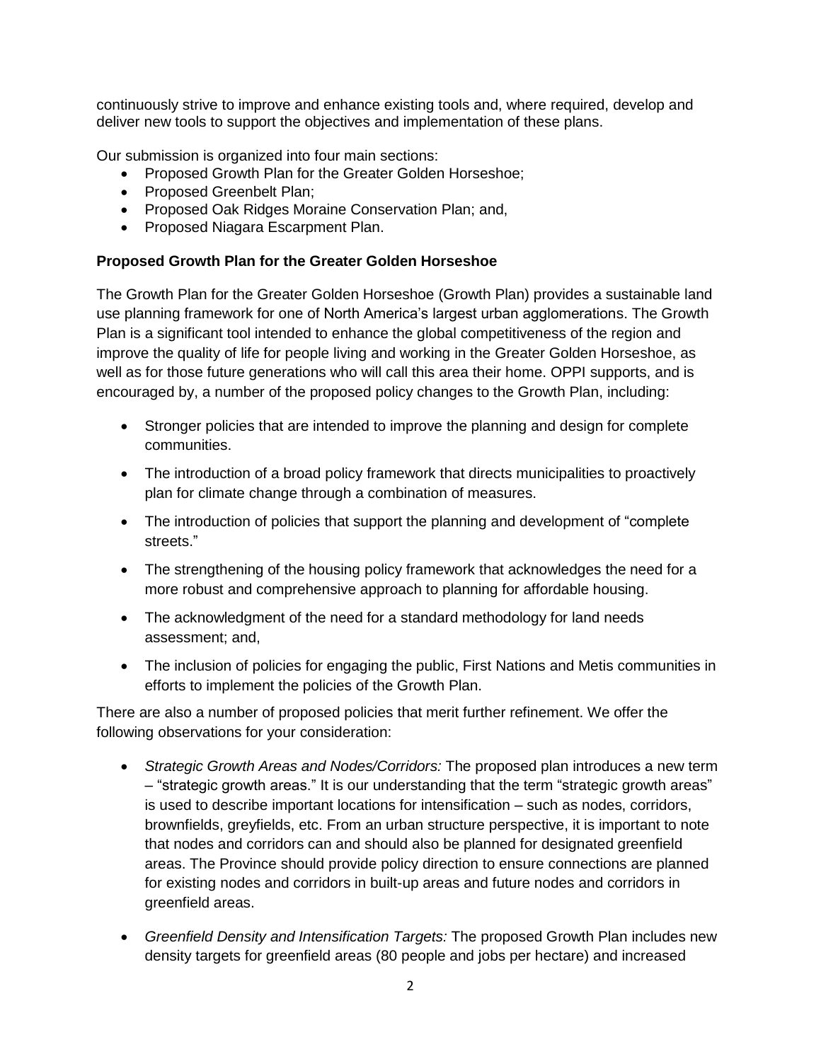continuously strive to improve and enhance existing tools and, where required, develop and deliver new tools to support the objectives and implementation of these plans.

Our submission is organized into four main sections:

- Proposed Growth Plan for the Greater Golden Horseshoe;
- Proposed Greenbelt Plan;
- Proposed Oak Ridges Moraine Conservation Plan; and,
- Proposed Niagara Escarpment Plan.

**Proposed Growth Plan for the Greater Golden Horseshoe**

The Growth Plan for the Greater Golden Horseshoe (Growth Plan) provides a sustainable land use planning framework for one of North America's largest urban agglomerations. The Growth Plan is a significant tool intended to enhance the global competitiveness of the region and improve the quality of life for people living and working in the Greater Golden Horseshoe, as well as for those future generations who will call this area their home. OPPI supports, and is encouraged by, a number of the proposed policy changes to the Growth Plan, including:

- Stronger policies that are intended to improve the planning and design for complete communities.
- The introduction of a broad policy framework that directs municipalities to proactively plan for climate change through a combination of measures.
- The introduction of policies that support the planning and development of "complete streets."
- The strengthening of the housing policy framework that acknowledges the need for a more robust and comprehensive approach to planning for affordable housing.
- The acknowledgment of the need for a standard methodology for land needs assessment; and,
- The inclusion of policies for engaging the public, First Nations and Metis communities in efforts to implement the policies of the Growth Plan.

There are also a number of proposed policies that merit further refinement. We offer the following observations for your consideration:

- *Strategic Growth Areas and Nodes/Corridors:* The proposed plan introduces a new term – "strategic growth areas." It is our understanding that the term "strategic growth areas" is used to describe important locations for intensification – such as nodes, corridors, brownfields, greyfields, etc. From an urban structure perspective, it is important to note that nodes and corridors can and should also be planned for designated greenfield areas. The Province should provide policy direction to ensure connections are planned for existing nodes and corridors in built-up areas and future nodes and corridors in greenfield areas.
- *Greenfield Density and Intensification Targets:* The proposed Growth Plan includes new density targets for greenfield areas (80 people and jobs per hectare) and increased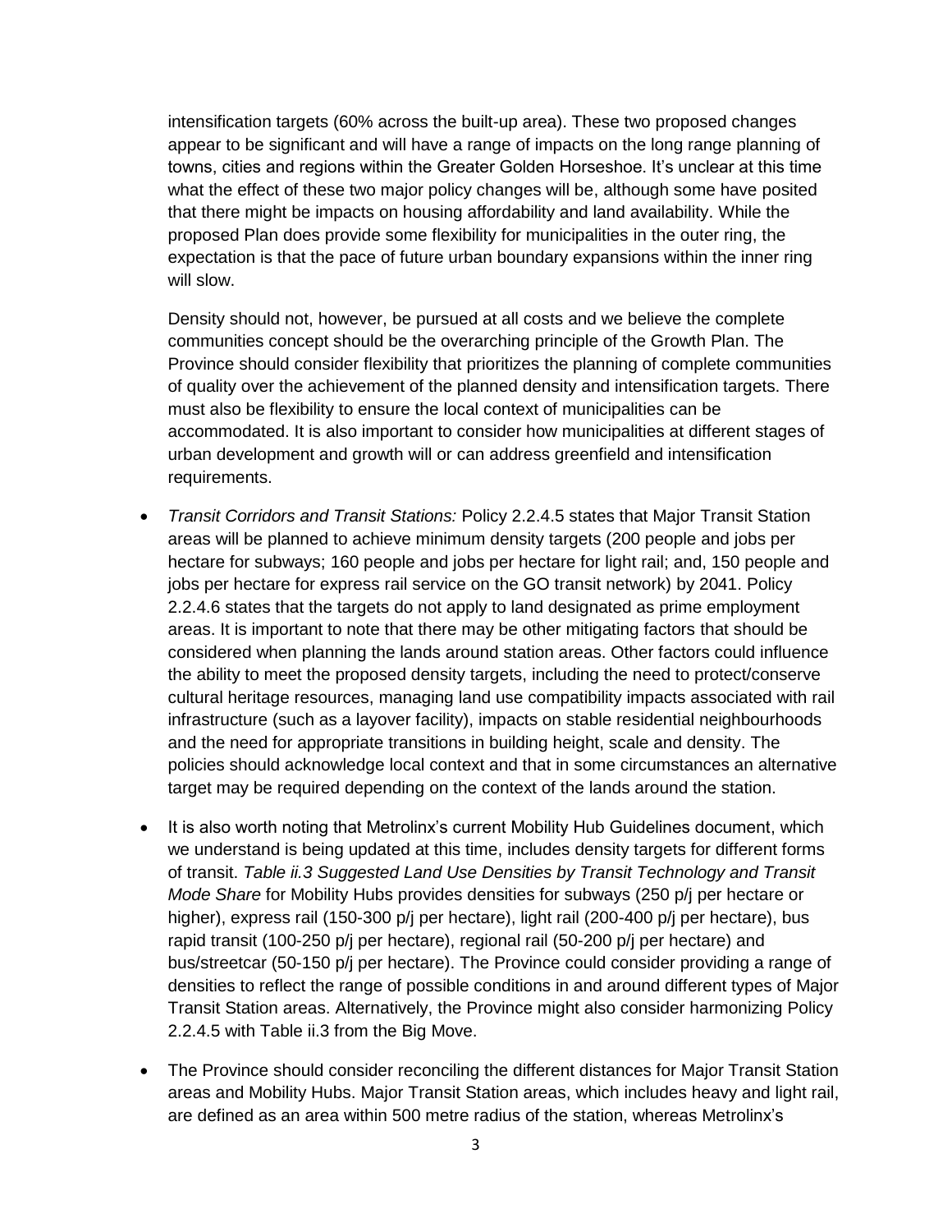intensification targets (60% across the built-up area). These two proposed changes appear to be significant and will have a range of impacts on the long range planning of towns, cities and regions within the Greater Golden Horseshoe. It's unclear at this time what the effect of these two major policy changes will be, although some have posited that there might be impacts on housing affordability and land availability. While the proposed Plan does provide some flexibility for municipalities in the outer ring, the expectation is that the pace of future urban boundary expansions within the inner ring will slow.

Density should not, however, be pursued at all costs and we believe the complete communities concept should be the overarching principle of the Growth Plan. The Province should consider flexibility that prioritizes the planning of complete communities of quality over the achievement of the planned density and intensification targets. There must also be flexibility to ensure the local context of municipalities can be accommodated. It is also important to consider how municipalities at different stages of urban development and growth will or can address greenfield and intensification requirements.

- *Transit Corridors and Transit Stations:* Policy 2.2.4.5 states that Major Transit Station areas will be planned to achieve minimum density targets (200 people and jobs per hectare for subways; 160 people and jobs per hectare for light rail; and, 150 people and jobs per hectare for express rail service on the GO transit network) by 2041. Policy 2.2.4.6 states that the targets do not apply to land designated as prime employment areas. It is important to note that there may be other mitigating factors that should be considered when planning the lands around station areas. Other factors could influence the ability to meet the proposed density targets, including the need to protect/conserve cultural heritage resources, managing land use compatibility impacts associated with rail infrastructure (such as a layover facility), impacts on stable residential neighbourhoods and the need for appropriate transitions in building height, scale and density. The policies should acknowledge local context and that in some circumstances an alternative target may be required depending on the context of the lands around the station.
- It is also worth noting that Metrolinx's current Mobility Hub Guidelines document, which we understand is being updated at this time, includes density targets for different forms of transit. *Table ii.3 Suggested Land Use Densities by Transit Technology and Transit Mode Share* for Mobility Hubs provides densities for subways (250 p/j per hectare or higher), express rail (150-300 p/j per hectare), light rail (200-400 p/j per hectare), bus rapid transit (100-250 p/j per hectare), regional rail (50-200 p/j per hectare) and bus/streetcar (50-150 p/j per hectare). The Province could consider providing a range of densities to reflect the range of possible conditions in and around different types of Major Transit Station areas. Alternatively, the Province might also consider harmonizing Policy 2.2.4.5 with Table ii.3 from the Big Move.
- The Province should consider reconciling the different distances for Major Transit Station areas and Mobility Hubs. Major Transit Station areas, which includes heavy and light rail, are defined as an area within 500 metre radius of the station, whereas Metrolinx's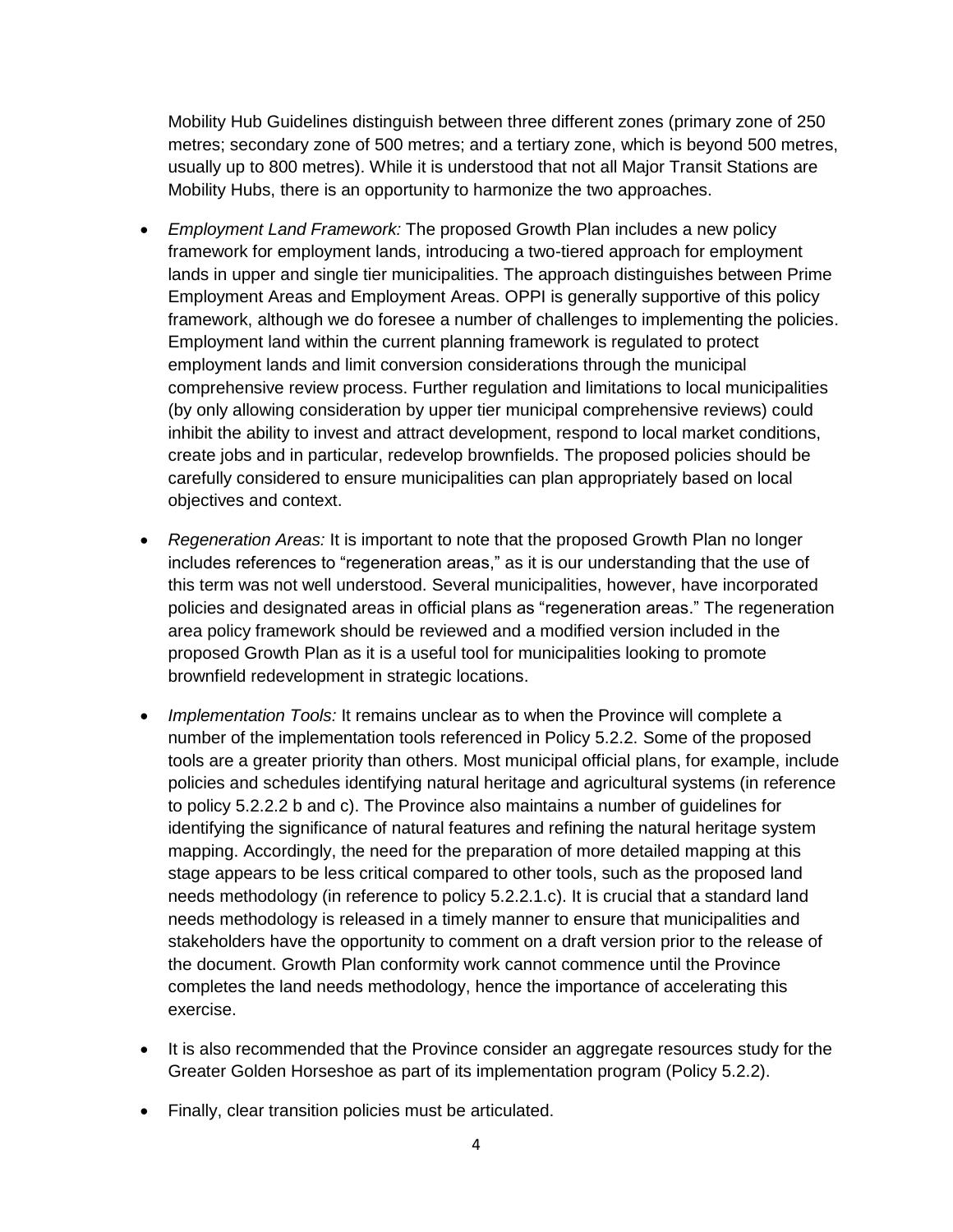Mobility Hub Guidelines distinguish between three different zones (primary zone of 250 metres; secondary zone of 500 metres; and a tertiary zone, which is beyond 500 metres, usually up to 800 metres). While it is understood that not all Major Transit Stations are Mobility Hubs, there is an opportunity to harmonize the two approaches.

- *Employment Land Framework:* The proposed Growth Plan includes a new policy framework for employment lands, introducing a two-tiered approach for employment lands in upper and single tier municipalities. The approach distinguishes between Prime Employment Areas and Employment Areas. OPPI is generally supportive of this policy framework, although we do foresee a number of challenges to implementing the policies. Employment land within the current planning framework is regulated to protect employment lands and limit conversion considerations through the municipal comprehensive review process. Further regulation and limitations to local municipalities (by only allowing consideration by upper tier municipal comprehensive reviews) could inhibit the ability to invest and attract development, respond to local market conditions, create jobs and in particular, redevelop brownfields. The proposed policies should be carefully considered to ensure municipalities can plan appropriately based on local objectives and context.

- *Regeneration Areas:* It is important to note that the proposed Growth Plan no longer includes references to "regeneration areas," as it is our understanding that the use of this term was not well understood. Several municipalities, however, have incorporated policies and designated areas in official plans as "regeneration areas." The regeneration area policy framework should be reviewed and a modified version included in the proposed Growth Plan as it is a useful tool for municipalities looking to promote brownfield redevelopment in strategic locations.

- *Implementation Tools:* It remains unclear as to when the Province will complete a number of the implementation tools referenced in Policy 5.2.2. Some of the proposed tools are a greater priority than others. Most municipal official plans, for example, include policies and schedules identifying natural heritage and agricultural systems (in reference to policy 5.2.2.2 b and c). The Province also maintains a number of guidelines for identifying the significance of natural features and refining the natural heritage system mapping. Accordingly, the need for the preparation of more detailed mapping at this stage appears to be less critical compared to other tools, such as the proposed land needs methodology (in reference to policy 5.2.2.1.c). It is crucial that a standard land needs methodology is released in a timely manner to ensure that municipalities and stakeholders have the opportunity to comment on a draft version prior to the release of the document. Growth Plan conformity work cannot commence until the Province completes the land needs methodology, hence the importance of accelerating this exercise.

- It is also recommended that the Province consider an aggregate resources study for the Greater Golden Horseshoe as part of its implementation program (Policy 5.2.2).

- Finally, clear transition policies must be articulated.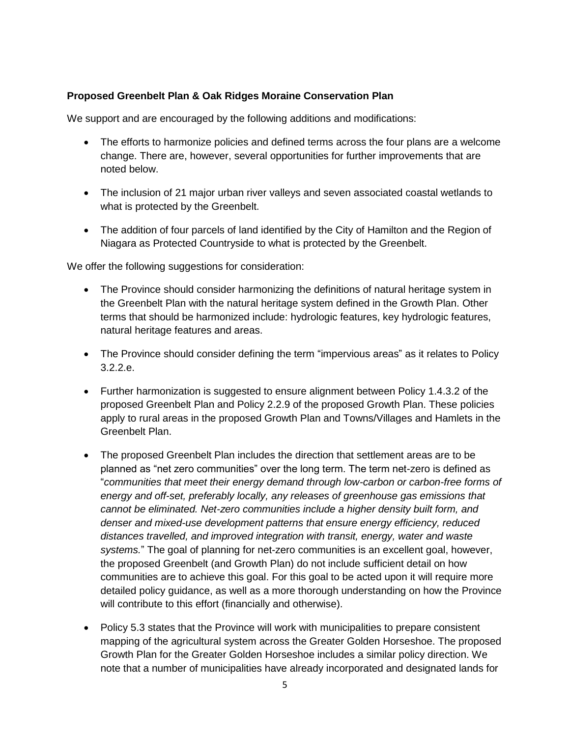**Proposed Greenbelt Plan & Oak Ridges Moraine Conservation Plan**

We support and are encouraged by the following additions and modifications:

- The efforts to harmonize policies and defined terms across the four plans are a welcome change. There are, however, several opportunities for further improvements that are noted below.
- The inclusion of 21 major urban river valleys and seven associated coastal wetlands to what is protected by the Greenbelt.
- The addition of four parcels of land identified by the City of Hamilton and the Region of Niagara as Protected Countryside to what is protected by the Greenbelt.

We offer the following suggestions for consideration:

- The Province should consider harmonizing the definitions of natural heritage system in the Greenbelt Plan with the natural heritage system defined in the Growth Plan. Other terms that should be harmonized include: hydrologic features, key hydrologic features, natural heritage features and areas.
- The Province should consider defining the term "impervious areas" as it relates to Policy 3.2.2.e.
- Further harmonization is suggested to ensure alignment between Policy 1.4.3.2 of the proposed Greenbelt Plan and Policy 2.2.9 of the proposed Growth Plan. These policies apply to rural areas in the proposed Growth Plan and Towns/Villages and Hamlets in the Greenbelt Plan.
- The proposed Greenbelt Plan includes the direction that settlement areas are to be planned as "net zero communities" over the long term. The term net-zero is defined as "*communities that meet their energy demand through low-carbon or carbon-free forms of energy and off-set, preferably locally, any releases of greenhouse gas emissions that cannot be eliminated. Net-zero communities include a higher density built form, and denser and mixed-use development patterns that ensure energy efficiency, reduced distances travelled, and improved integration with transit, energy, water and waste systems.*" The goal of planning for net-zero communities is an excellent goal, however, the proposed Greenbelt (and Growth Plan) do not include sufficient detail on how communities are to achieve this goal. For this goal to be acted upon it will require more detailed policy guidance, as well as a more thorough understanding on how the Province will contribute to this effort (financially and otherwise).
- Policy 5.3 states that the Province will work with municipalities to prepare consistent mapping of the agricultural system across the Greater Golden Horseshoe. The proposed Growth Plan for the Greater Golden Horseshoe includes a similar policy direction. We note that a number of municipalities have already incorporated and designated lands for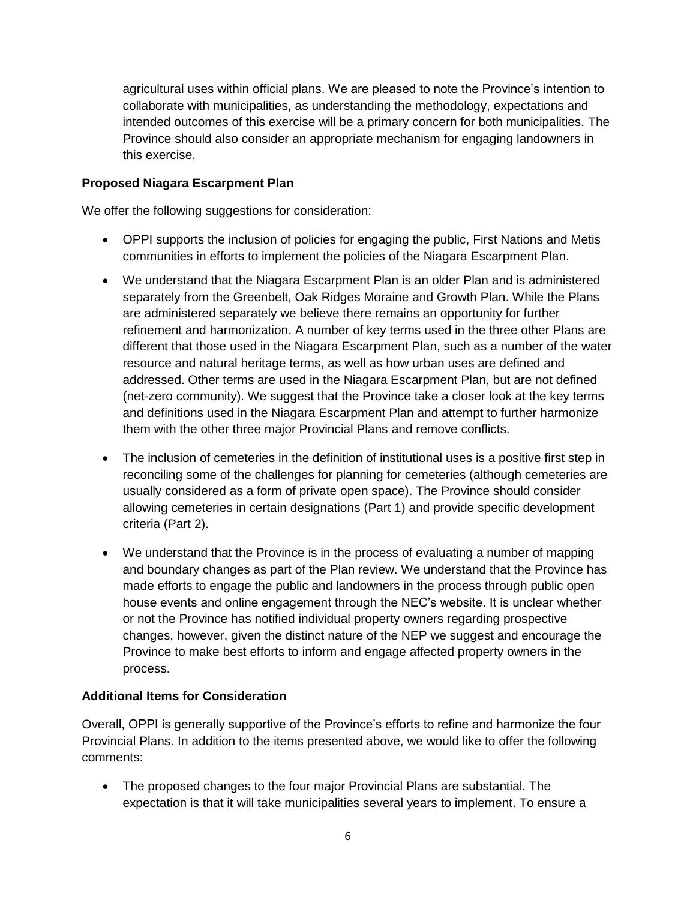agricultural uses within official plans. We are pleased to note the Province's intention to collaborate with municipalities, as understanding the methodology, expectations and intended outcomes of this exercise will be a primary concern for both municipalities. The Province should also consider an appropriate mechanism for engaging landowners in this exercise.

**Proposed Niagara Escarpment Plan**

We offer the following suggestions for consideration:

- OPPI supports the inclusion of policies for engaging the public, First Nations and Metis communities in efforts to implement the policies of the Niagara Escarpment Plan.
- We understand that the Niagara Escarpment Plan is an older Plan and is administered separately from the Greenbelt, Oak Ridges Moraine and Growth Plan. While the Plans are administered separately we believe there remains an opportunity for further refinement and harmonization. A number of key terms used in the three other Plans are different that those used in the Niagara Escarpment Plan, such as a number of the water resource and natural heritage terms, as well as how urban uses are defined and addressed. Other terms are used in the Niagara Escarpment Plan, but are not defined (net-zero community). We suggest that the Province take a closer look at the key terms and definitions used in the Niagara Escarpment Plan and attempt to further harmonize them with the other three major Provincial Plans and remove conflicts.
- The inclusion of cemeteries in the definition of institutional uses is a positive first step in reconciling some of the challenges for planning for cemeteries (although cemeteries are usually considered as a form of private open space). The Province should consider allowing cemeteries in certain designations (Part 1) and provide specific development criteria (Part 2).
- We understand that the Province is in the process of evaluating a number of mapping and boundary changes as part of the Plan review. We understand that the Province has made efforts to engage the public and landowners in the process through public open house events and online engagement through the NEC's website. It is unclear whether or not the Province has notified individual property owners regarding prospective changes, however, given the distinct nature of the NEP we suggest and encourage the Province to make best efforts to inform and engage affected property owners in the process.

**Additional Items for Consideration**

Overall, OPPI is generally supportive of the Province's efforts to refine and harmonize the four Provincial Plans. In addition to the items presented above, we would like to offer the following comments:

- The proposed changes to the four major Provincial Plans are substantial. The expectation is that it will take municipalities several years to implement. To ensure a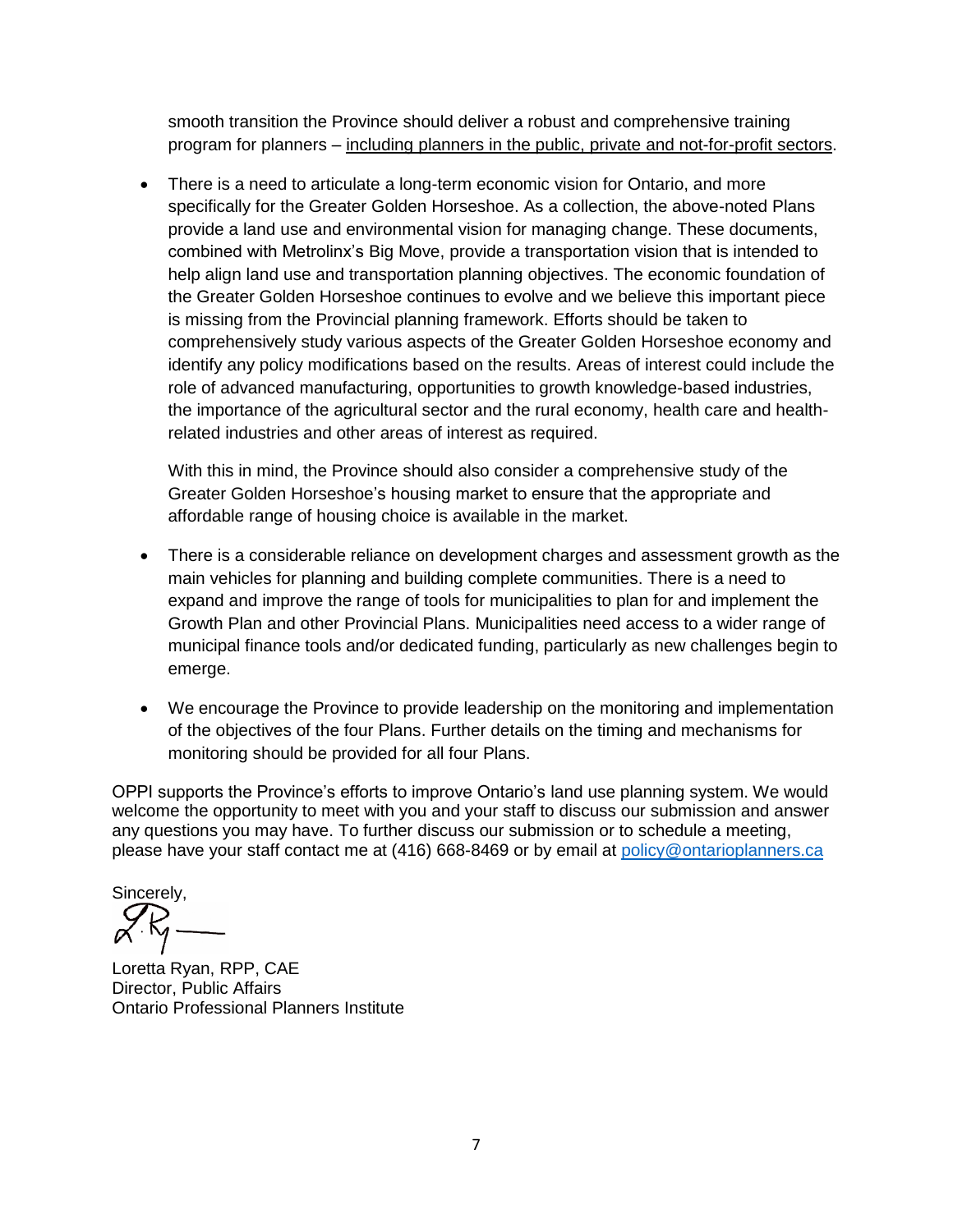smooth transition the Province should deliver a robust and comprehensive training program for planners – including planners in the public, private and not-for-profit sectors.

- There is a need to articulate a long-term economic vision for Ontario, and more specifically for the Greater Golden Horseshoe. As a collection, the above-noted Plans provide a land use and environmental vision for managing change. These documents, combined with Metrolinx's Big Move, provide a transportation vision that is intended to help align land use and transportation planning objectives. The economic foundation of the Greater Golden Horseshoe continues to evolve and we believe this important piece is missing from the Provincial planning framework. Efforts should be taken to comprehensively study various aspects of the Greater Golden Horseshoe economy and identify any policy modifications based on the results. Areas of interest could include the role of advanced manufacturing, opportunities to growth knowledge-based industries, the importance of the agricultural sector and the rural economy, health care and health-related industries and other areas of interest as required.

  With this in mind, the Province should also consider a comprehensive study of the Greater Golden Horseshoe's housing market to ensure that the appropriate and affordable range of housing choice is available in the market.

- There is a considerable reliance on development charges and assessment growth as the main vehicles for planning and building complete communities. There is a need to expand and improve the range of tools for municipalities to plan for and implement the Growth Plan and other Provincial Plans. Municipalities need access to a wider range of municipal finance tools and/or dedicated funding, particularly as new challenges begin to emerge.

- We encourage the Province to provide leadership on the monitoring and implementation of the objectives of the four Plans. Further details on the timing and mechanisms for monitoring should be provided for all four Plans.

OPPI supports the Province's efforts to improve Ontario's land use planning system. We would welcome the opportunity to meet with you and your staff to discuss our submission and answer any questions you may have. To further discuss our submission or to schedule a meeting, please have your staff contact me at (416) 668-8469 or by email at policy@ontarioplanners.ca

Sincerely,

Loretta Ryan, RPP, CAE
Director, Public Affairs
Ontario Professional Planners Institute